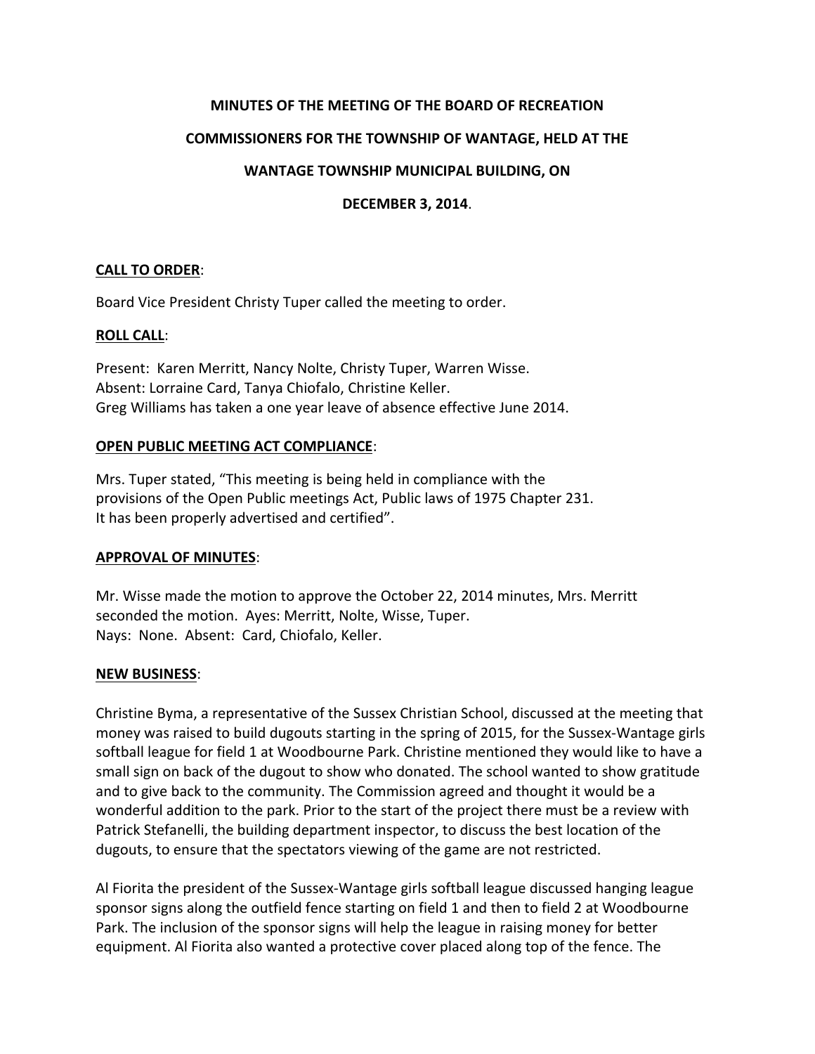**MINUTES OF THE MEETING OF THE BOARD OF RECREATION COMMISSIONERS FOR THE TOWNSHIP OF WANTAGE, HELD AT THE WANTAGE TOWNSHIP MUNICIPAL BUILDING, ON DECEMBER 3, 2014.**

**CALL TO ORDER**:

Board Vice President Christy Tuper called the meeting to order.

**ROLL CALL**:

Present: Karen Merritt, Nancy Nolte, Christy Tuper, Warren Wisse.
Absent: Lorraine Card, Tanya Chiofalo, Christine Keller.
Greg Williams has taken a one year leave of absence effective June 2014.

**OPEN PUBLIC MEETING ACT COMPLIANCE**:

Mrs. Tuper stated, "This meeting is being held in compliance with the provisions of the Open Public meetings Act, Public laws of 1975 Chapter 231. It has been properly advertised and certified".

**APPROVAL OF MINUTES**:

Mr. Wisse made the motion to approve the October 22, 2014 minutes, Mrs. Merritt seconded the motion. Ayes: Merritt, Nolte, Wisse, Tuper.
Nays: None. Absent: Card, Chiofalo, Keller.

**NEW BUSINESS**:

Christine Byma, a representative of the Sussex Christian School, discussed at the meeting that money was raised to build dugouts starting in the spring of 2015, for the Sussex-Wantage girls softball league for field 1 at Woodbourne Park. Christine mentioned they would like to have a small sign on back of the dugout to show who donated. The school wanted to show gratitude and to give back to the community. The Commission agreed and thought it would be a wonderful addition to the park. Prior to the start of the project there must be a review with Patrick Stefanelli, the building department inspector, to discuss the best location of the dugouts, to ensure that the spectators viewing of the game are not restricted.

Al Fiorita the president of the Sussex-Wantage girls softball league discussed hanging league sponsor signs along the outfield fence starting on field 1 and then to field 2 at Woodbourne Park. The inclusion of the sponsor signs will help the league in raising money for better equipment. Al Fiorita also wanted a protective cover placed along top of the fence. The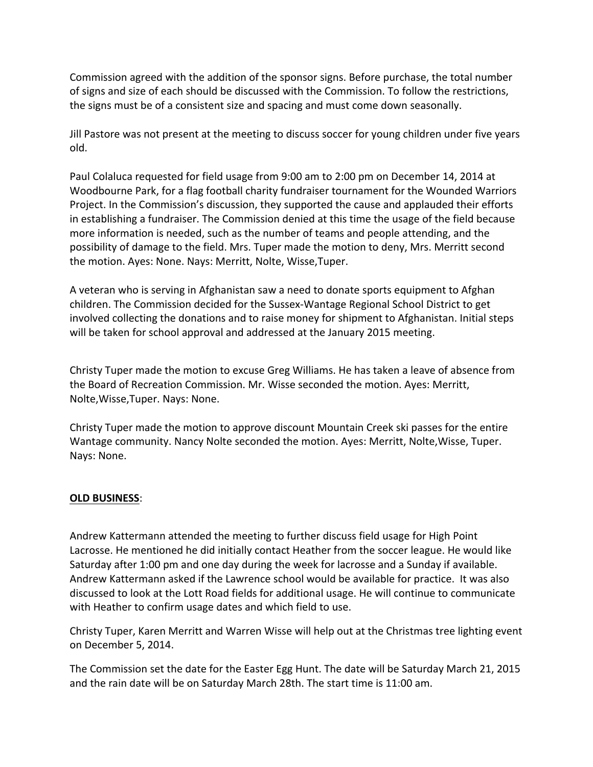Commission agreed with the addition of the sponsor signs. Before purchase, the total number of signs and size of each should be discussed with the Commission. To follow the restrictions, the signs must be of a consistent size and spacing and must come down seasonally.

Jill Pastore was not present at the meeting to discuss soccer for young children under five years old.

Paul Colaluca requested for field usage from 9:00 am to 2:00 pm on December 14, 2014 at Woodbourne Park, for a flag football charity fundraiser tournament for the Wounded Warriors Project. In the Commission's discussion, they supported the cause and applauded their efforts in establishing a fundraiser. The Commission denied at this time the usage of the field because more information is needed, such as the number of teams and people attending, and the possibility of damage to the field. Mrs. Tuper made the motion to deny, Mrs. Merritt second the motion. Ayes: None. Nays: Merritt, Nolte, Wisse,Tuper.

A veteran who is serving in Afghanistan saw a need to donate sports equipment to Afghan children. The Commission decided for the Sussex-Wantage Regional School District to get involved collecting the donations and to raise money for shipment to Afghanistan. Initial steps will be taken for school approval and addressed at the January 2015 meeting.

Christy Tuper made the motion to excuse Greg Williams. He has taken a leave of absence from the Board of Recreation Commission. Mr. Wisse seconded the motion. Ayes: Merritt, Nolte,Wisse,Tuper. Nays: None.

Christy Tuper made the motion to approve discount Mountain Creek ski passes for the entire Wantage community. Nancy Nolte seconded the motion. Ayes: Merritt, Nolte,Wisse, Tuper. Nays: None.

**OLD BUSINESS**:

Andrew Kattermann attended the meeting to further discuss field usage for High Point Lacrosse. He mentioned he did initially contact Heather from the soccer league. He would like Saturday after 1:00 pm and one day during the week for lacrosse and a Sunday if available. Andrew Kattermann asked if the Lawrence school would be available for practice. It was also discussed to look at the Lott Road fields for additional usage. He will continue to communicate with Heather to confirm usage dates and which field to use.

Christy Tuper, Karen Merritt and Warren Wisse will help out at the Christmas tree lighting event on December 5, 2014.

The Commission set the date for the Easter Egg Hunt. The date will be Saturday March 21, 2015 and the rain date will be on Saturday March 28th. The start time is 11:00 am.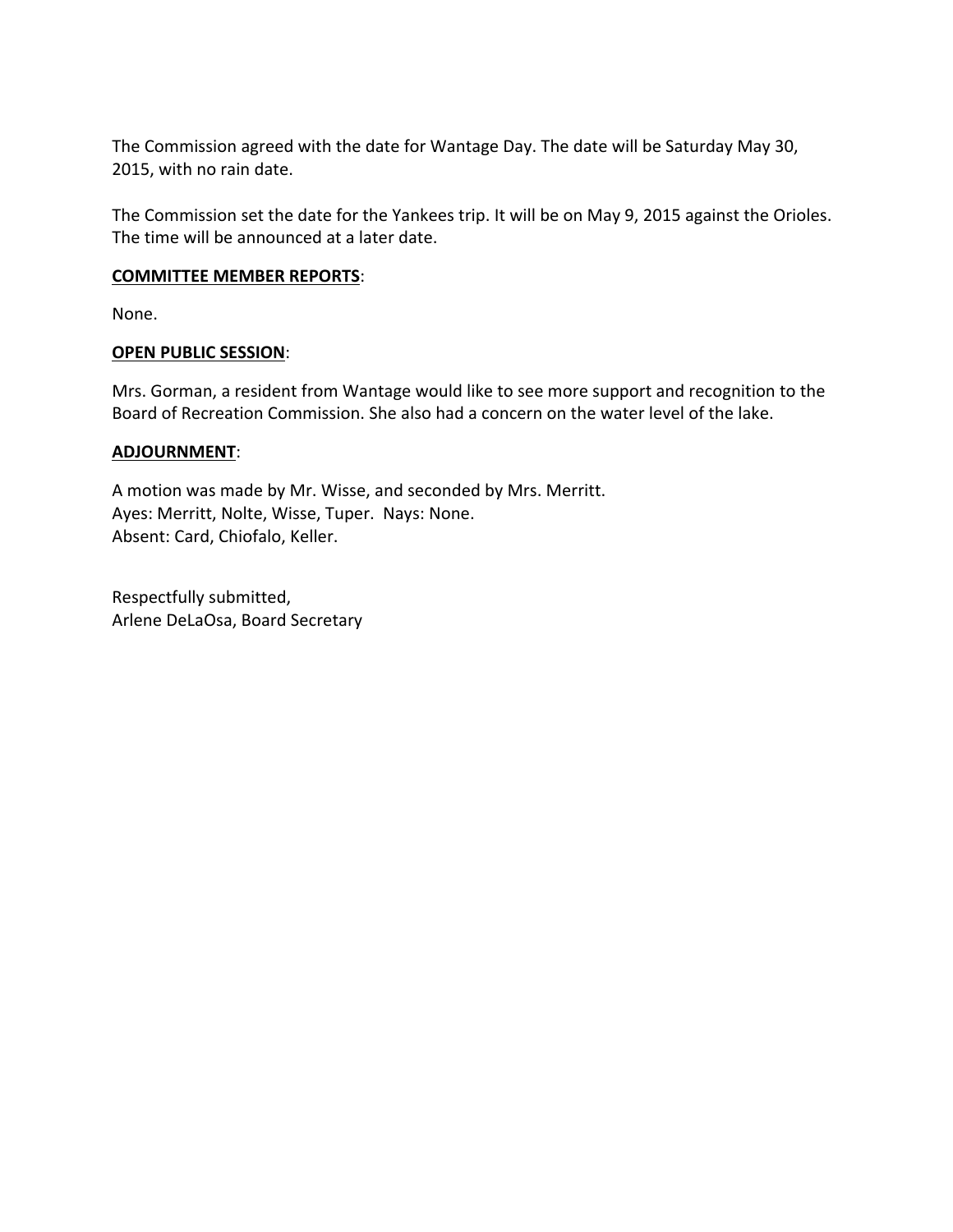The Commission agreed with the date for Wantage Day. The date will be Saturday May 30, 2015, with no rain date.

The Commission set the date for the Yankees trip. It will be on May 9, 2015 against the Orioles. The time will be announced at a later date.

**COMMITTEE MEMBER REPORTS**:

None.

**OPEN PUBLIC SESSION**:

Mrs. Gorman, a resident from Wantage would like to see more support and recognition to the Board of Recreation Commission. She also had a concern on the water level of the lake.

**ADJOURNMENT**:

A motion was made by Mr. Wisse, and seconded by Mrs. Merritt.
Ayes: Merritt, Nolte, Wisse, Tuper. Nays: None.
Absent: Card, Chiofalo, Keller.

Respectfully submitted,
Arlene DeLaOsa, Board Secretary